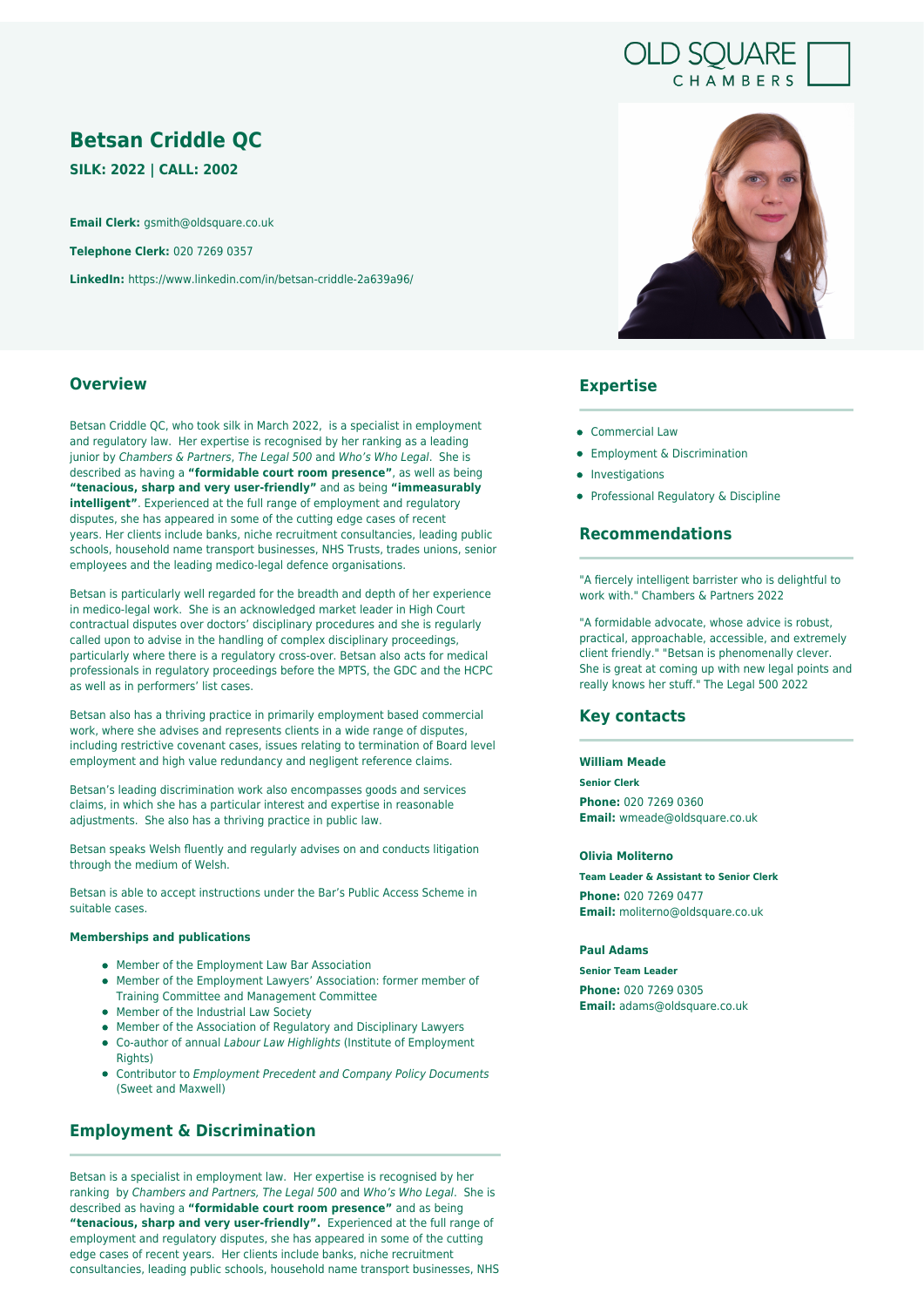OLD SQUARE CHAMBERS

# Betsan Criddle QC

**SILK: 2022 | CALL: 2002**

**Email Clerk:** gsmith@oldsquare.co.uk

**Telephone Clerk:** 020 7269 0357

**LinkedIn:** https://www.linkedin.com/in/betsan-criddle-2a639a96/

## Overview

Betsan Criddle QC, who took silk in March 2022, is a specialist in employment and regulatory law. Her expertise is recognised by her ranking as a leading junior by *Chambers & Partners*, *The Legal 500* and *Who's Who Legal*. She is described as having a **"formidable court room presence"**, as well as being **"tenacious, sharp and very user-friendly"** and as being **"immeasurably intelligent"**. Experienced at the full range of employment and regulatory disputes, she has appeared in some of the cutting edge cases of recent years. Her clients include banks, niche recruitment consultancies, leading public schools, household name transport businesses, NHS Trusts, trades unions, senior employees and the leading medico-legal defence organisations.

Betsan is particularly well regarded for the breadth and depth of her experience in medico-legal work. She is an acknowledged market leader in High Court contractual disputes over doctors' disciplinary procedures and she is regularly called upon to advise in the handling of complex disciplinary proceedings, particularly where there is a regulatory cross-over. Betsan also acts for medical professionals in regulatory proceedings before the MPTS, the GDC and the HCPC as well as in performers' list cases.

Betsan also has a thriving practice in primarily employment based commercial work, where she advises and represents clients in a wide range of disputes, including restrictive covenant cases, issues relating to termination of Board level employment and high value redundancy and negligent reference claims.

Betsan's leading discrimination work also encompasses goods and services claims, in which she has a particular interest and expertise in reasonable adjustments. She also has a thriving practice in public law.

Betsan speaks Welsh fluently and regularly advises on and conducts litigation through the medium of Welsh.

Betsan is able to accept instructions under the Bar's Public Access Scheme in suitable cases.

#### Memberships and publications

- Member of the Employment Law Bar Association
- Member of the Employment Lawyers' Association: former member of Training Committee and Management Committee
- Member of the Industrial Law Society
- Member of the Association of Regulatory and Disciplinary Lawyers
- Co-author of annual *Labour Law Highlights* (Institute of Employment Rights)
- Contributor to *Employment Precedent and Company Policy Documents* (Sweet and Maxwell)

## Employment & Discrimination

Betsan is a specialist in employment law. Her expertise is recognised by her ranking by *Chambers and Partners*, *The Legal 500* and *Who's Who Legal*. She is described as having a **"formidable court room presence"** and as being **"tenacious, sharp and very user-friendly".** Experienced at the full range of employment and regulatory disputes, she has appeared in some of the cutting edge cases of recent years. Her clients include banks, niche recruitment consultancies, leading public schools, household name transport businesses, NHS

## Expertise

- Commercial Law
- Employment & Discrimination
- Investigations
- Professional Regulatory & Discipline

## Recommendations

"A fiercely intelligent barrister who is delightful to work with." Chambers & Partners 2022

"A formidable advocate, whose advice is robust, practical, approachable, accessible, and extremely client friendly." "Betsan is phenomenally clever. She is great at coming up with new legal points and really knows her stuff." The Legal 500 2022

## Key contacts

**William Meade**
**Senior Clerk**
**Phone:** 020 7269 0360
**Email:** wmeade@oldsquare.co.uk

**Olivia Moliterno**
**Team Leader & Assistant to Senior Clerk**
**Phone:** 020 7269 0477
**Email:** moliterno@oldsquare.co.uk

**Paul Adams**
**Senior Team Leader**
**Phone:** 020 7269 0305
**Email:** adams@oldsquare.co.uk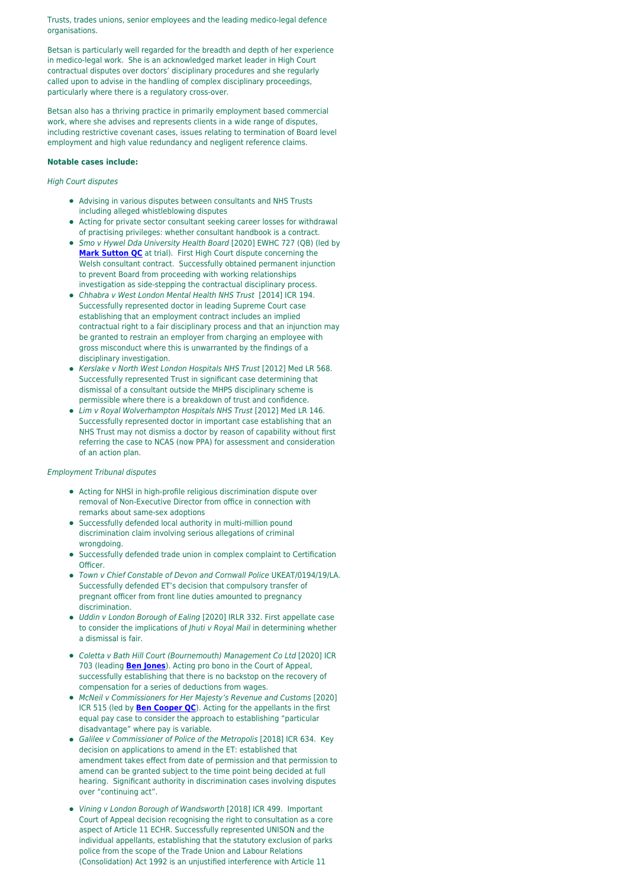Trusts, trades unions, senior employees and the leading medico-legal defence organisations.

Betsan is particularly well regarded for the breadth and depth of her experience in medico-legal work. She is an acknowledged market leader in High Court contractual disputes over doctors' disciplinary procedures and she regularly called upon to advise in the handling of complex disciplinary proceedings, particularly where there is a regulatory cross-over.

Betsan also has a thriving practice in primarily employment based commercial work, where she advises and represents clients in a wide range of disputes, including restrictive covenant cases, issues relating to termination of Board level employment and high value redundancy and negligent reference claims.

**Notable cases include:**

*High Court disputes*

- Advising in various disputes between consultants and NHS Trusts including alleged whistleblowing disputes
- Acting for private sector consultant seeking career losses for withdrawal of practising privileges: whether consultant handbook is a contract.
- *Smo v Hywel Dda University Health Board* [2020] EWHC 727 (QB) (led by **Mark Sutton QC** at trial). First High Court dispute concerning the Welsh consultant contract. Successfully obtained permanent injunction to prevent Board from proceeding with working relationships investigation as side-stepping the contractual disciplinary process.
- *Chhabra v West London Mental Health NHS Trust* [2014] ICR 194. Successfully represented doctor in leading Supreme Court case establishing that an employment contract includes an implied contractual right to a fair disciplinary process and that an injunction may be granted to restrain an employer from charging an employee with gross misconduct where this is unwarranted by the findings of a disciplinary investigation.
- *Kerslake v North West London Hospitals NHS Trust* [2012] Med LR 568. Successfully represented Trust in significant case determining that dismissal of a consultant outside the MHPS disciplinary scheme is permissible where there is a breakdown of trust and confidence.
- *Lim v Royal Wolverhampton Hospitals NHS Trust* [2012] Med LR 146. Successfully represented doctor in important case establishing that an NHS Trust may not dismiss a doctor by reason of capability without first referring the case to NCAS (now PPA) for assessment and consideration of an action plan.

*Employment Tribunal disputes*

- Acting for NHSI in high-profile religious discrimination dispute over removal of Non-Executive Director from office in connection with remarks about same-sex adoptions
- Successfully defended local authority in multi-million pound discrimination claim involving serious allegations of criminal wrongdoing.
- Successfully defended trade union in complex complaint to Certification Officer.
- *Town v Chief Constable of Devon and Cornwall Police* UKEAT/0194/19/LA. Successfully defended ET's decision that compulsory transfer of pregnant officer from front line duties amounted to pregnancy discrimination.
- *Uddin v London Borough of Ealing* [2020] IRLR 332. First appellate case to consider the implications of *Jhuti v Royal Mail* in determining whether a dismissal is fair.
- *Coletta v Bath Hill Court (Bournemouth) Management Co Ltd* [2020] ICR 703 (leading **Ben Jones**). Acting pro bono in the Court of Appeal, successfully establishing that there is no backstop on the recovery of compensation for a series of deductions from wages.
- *McNeil v Commissioners for Her Majesty's Revenue and Customs* [2020] ICR 515 (led by **Ben Cooper QC**). Acting for the appellants in the first equal pay case to consider the approach to establishing "particular disadvantage" where pay is variable.
- *Galilee v Commissioner of Police of the Metropolis* [2018] ICR 634. Key decision on applications to amend in the ET: established that amendment takes effect from date of permission and that permission to amend can be granted subject to the time point being decided at full hearing. Significant authority in discrimination cases involving disputes over "continuing act".
- *Vining v London Borough of Wandsworth* [2018] ICR 499. Important Court of Appeal decision recognising the right to consultation as a core aspect of Article 11 ECHR. Successfully represented UNISON and the individual appellants, establishing that the statutory exclusion of parks police from the scope of the Trade Union and Labour Relations (Consolidation) Act 1992 is an unjustified interference with Article 11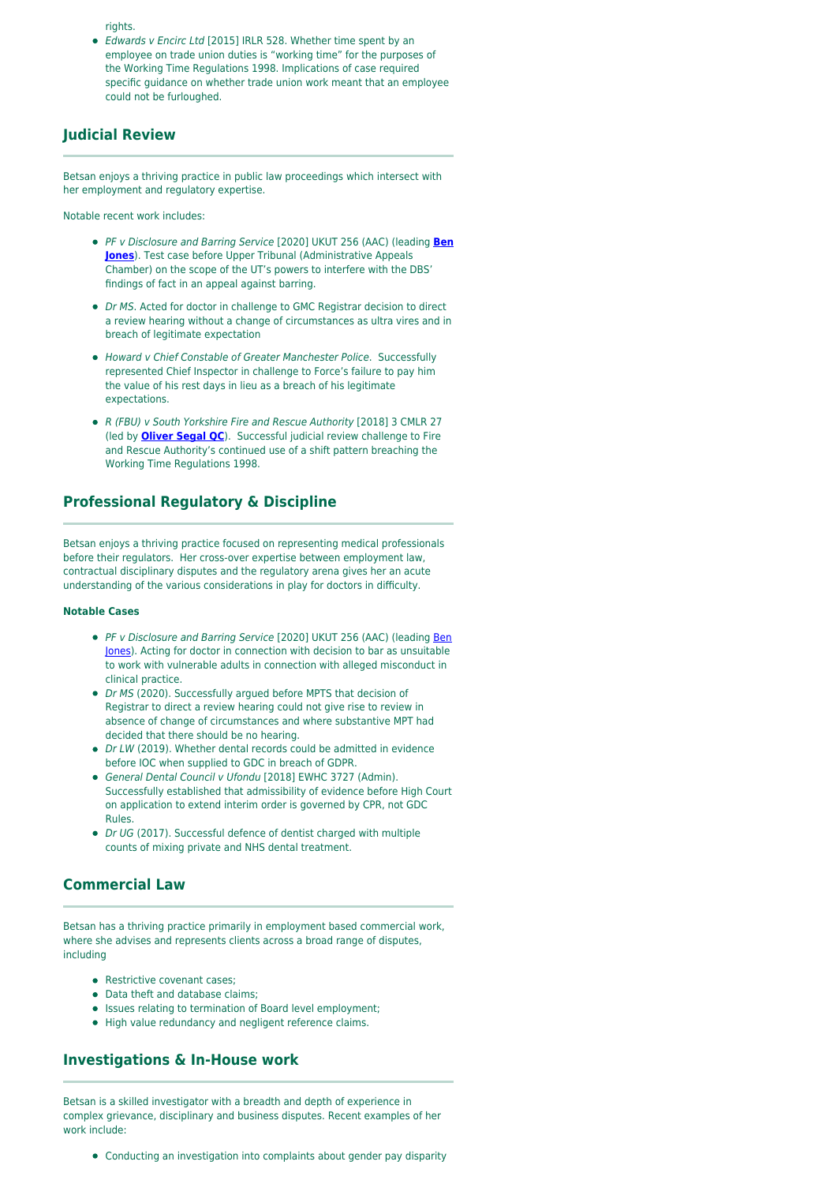rights.

- *Edwards v Encirc Ltd* [2015] IRLR 528. Whether time spent by an employee on trade union duties is "working time" for the purposes of the Working Time Regulations 1998. Implications of case required specific guidance on whether trade union work meant that an employee could not be furloughed.

## Judicial Review

Betsan enjoys a thriving practice in public law proceedings which intersect with her employment and regulatory expertise.

Notable recent work includes:

- *PF v Disclosure and Barring Service* [2020] UKUT 256 (AAC) (leading **[Ben Jones](#)**). Test case before Upper Tribunal (Administrative Appeals Chamber) on the scope of the UT's powers to interfere with the DBS' findings of fact in an appeal against barring.
- *Dr MS*. Acted for doctor in challenge to GMC Registrar decision to direct a review hearing without a change of circumstances as ultra vires and in breach of legitimate expectation
- *Howard v Chief Constable of Greater Manchester Police*. Successfully represented Chief Inspector in challenge to Force's failure to pay him the value of his rest days in lieu as a breach of his legitimate expectations.
- *R (FBU) v South Yorkshire Fire and Rescue Authority* [2018] 3 CMLR 27 (led by **[Oliver Segal QC](#)**). Successful judicial review challenge to Fire and Rescue Authority's continued use of a shift pattern breaching the Working Time Regulations 1998.

## Professional Regulatory & Discipline

Betsan enjoys a thriving practice focused on representing medical professionals before their regulators. Her cross-over expertise between employment law, contractual disciplinary disputes and the regulatory arena gives her an acute understanding of the various considerations in play for doctors in difficulty.

**Notable Cases**

- *PF v Disclosure and Barring Service* [2020] UKUT 256 (AAC) (leading [Ben Jones](#)). Acting for doctor in connection with decision to bar as unsuitable to work with vulnerable adults in connection with alleged misconduct in clinical practice.
- *Dr MS* (2020). Successfully argued before MPTS that decision of Registrar to direct a review hearing could not give rise to review in absence of change of circumstances and where substantive MPT had decided that there should be no hearing.
- *Dr LW* (2019). Whether dental records could be admitted in evidence before IOC when supplied to GDC in breach of GDPR.
- *General Dental Council v Ufondu* [2018] EWHC 3727 (Admin). Successfully established that admissibility of evidence before High Court on application to extend interim order is governed by CPR, not GDC Rules.
- *Dr UG* (2017). Successful defence of dentist charged with multiple counts of mixing private and NHS dental treatment.

## Commercial Law

Betsan has a thriving practice primarily in employment based commercial work, where she advises and represents clients across a broad range of disputes, including

- Restrictive covenant cases;
- Data theft and database claims;
- Issues relating to termination of Board level employment;
- High value redundancy and negligent reference claims.

## Investigations & In-House work

Betsan is a skilled investigator with a breadth and depth of experience in complex grievance, disciplinary and business disputes. Recent examples of her work include:

- Conducting an investigation into complaints about gender pay disparity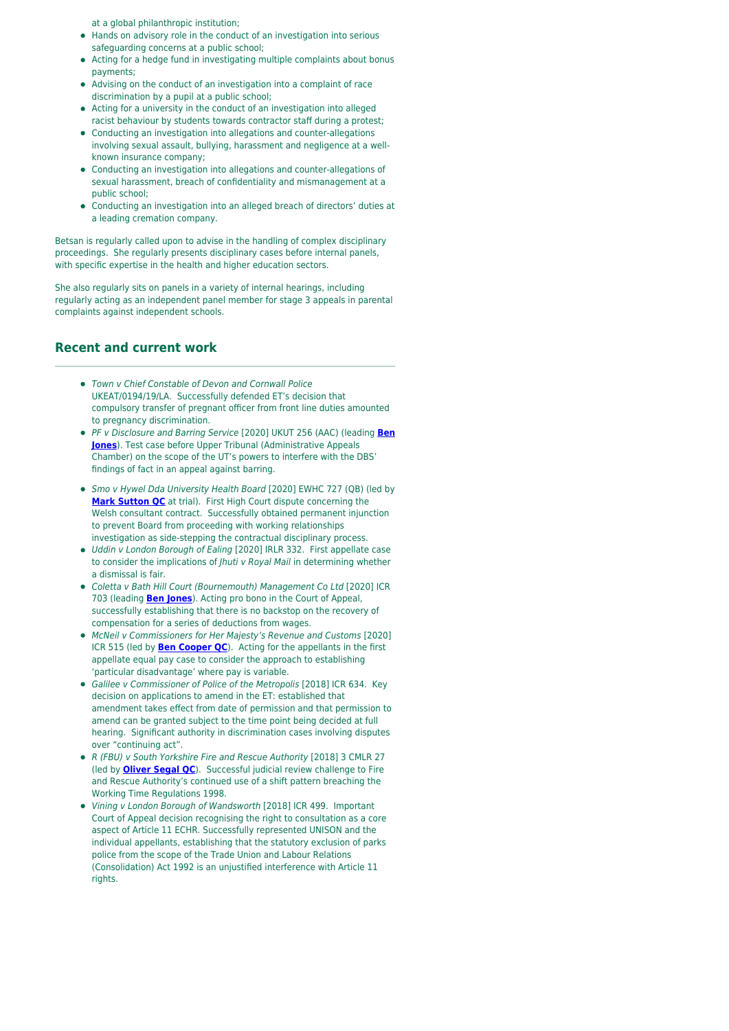at a global philanthropic institution;

- Hands on advisory role in the conduct of an investigation into serious safeguarding concerns at a public school;
- Acting for a hedge fund in investigating multiple complaints about bonus payments;
- Advising on the conduct of an investigation into a complaint of race discrimination by a pupil at a public school;
- Acting for a university in the conduct of an investigation into alleged racist behaviour by students towards contractor staff during a protest;
- Conducting an investigation into allegations and counter-allegations involving sexual assault, bullying, harassment and negligence at a well-known insurance company;
- Conducting an investigation into allegations and counter-allegations of sexual harassment, breach of confidentiality and mismanagement at a public school;
- Conducting an investigation into an alleged breach of directors' duties at a leading cremation company.

Betsan is regularly called upon to advise in the handling of complex disciplinary proceedings. She regularly presents disciplinary cases before internal panels, with specific expertise in the health and higher education sectors.

She also regularly sits on panels in a variety of internal hearings, including regularly acting as an independent panel member for stage 3 appeals in parental complaints against independent schools.

## Recent and current work

- *Town v Chief Constable of Devon and Cornwall Police* UKEAT/0194/19/LA. Successfully defended ET's decision that compulsory transfer of pregnant officer from front line duties amounted to pregnancy discrimination.
- *PF v Disclosure and Barring Service* [2020] UKUT 256 (AAC) (leading **Ben Jones**). Test case before Upper Tribunal (Administrative Appeals Chamber) on the scope of the UT's powers to interfere with the DBS' findings of fact in an appeal against barring.
- *Smo v Hywel Dda University Health Board* [2020] EWHC 727 (QB) (led by **Mark Sutton QC** at trial). First High Court dispute concerning the Welsh consultant contract. Successfully obtained permanent injunction to prevent Board from proceeding with working relationships investigation as side-stepping the contractual disciplinary process.
- *Uddin v London Borough of Ealing* [2020] IRLR 332. First appellate case to consider the implications of *Jhuti v Royal Mail* in determining whether a dismissal is fair.
- *Coletta v Bath Hill Court (Bournemouth) Management Co Ltd* [2020] ICR 703 (leading **Ben Jones**). Acting pro bono in the Court of Appeal, successfully establishing that there is no backstop on the recovery of compensation for a series of deductions from wages.
- *McNeil v Commissioners for Her Majesty's Revenue and Customs* [2020] ICR 515 (led by **Ben Cooper QC**). Acting for the appellants in the first appellate equal pay case to consider the approach to establishing 'particular disadvantage' where pay is variable.
- *Galilee v Commissioner of Police of the Metropolis* [2018] ICR 634. Key decision on applications to amend in the ET: established that amendment takes effect from date of permission and that permission to amend can be granted subject to the time point being decided at full hearing. Significant authority in discrimination cases involving disputes over "continuing act".
- *R (FBU) v South Yorkshire Fire and Rescue Authority* [2018] 3 CMLR 27 (led by **Oliver Segal QC**). Successful judicial review challenge to Fire and Rescue Authority's continued use of a shift pattern breaching the Working Time Regulations 1998.
- *Vining v London Borough of Wandsworth* [2018] ICR 499. Important Court of Appeal decision recognising the right to consultation as a core aspect of Article 11 ECHR. Successfully represented UNISON and the individual appellants, establishing that the statutory exclusion of parks police from the scope of the Trade Union and Labour Relations (Consolidation) Act 1992 is an unjustified interference with Article 11 rights.